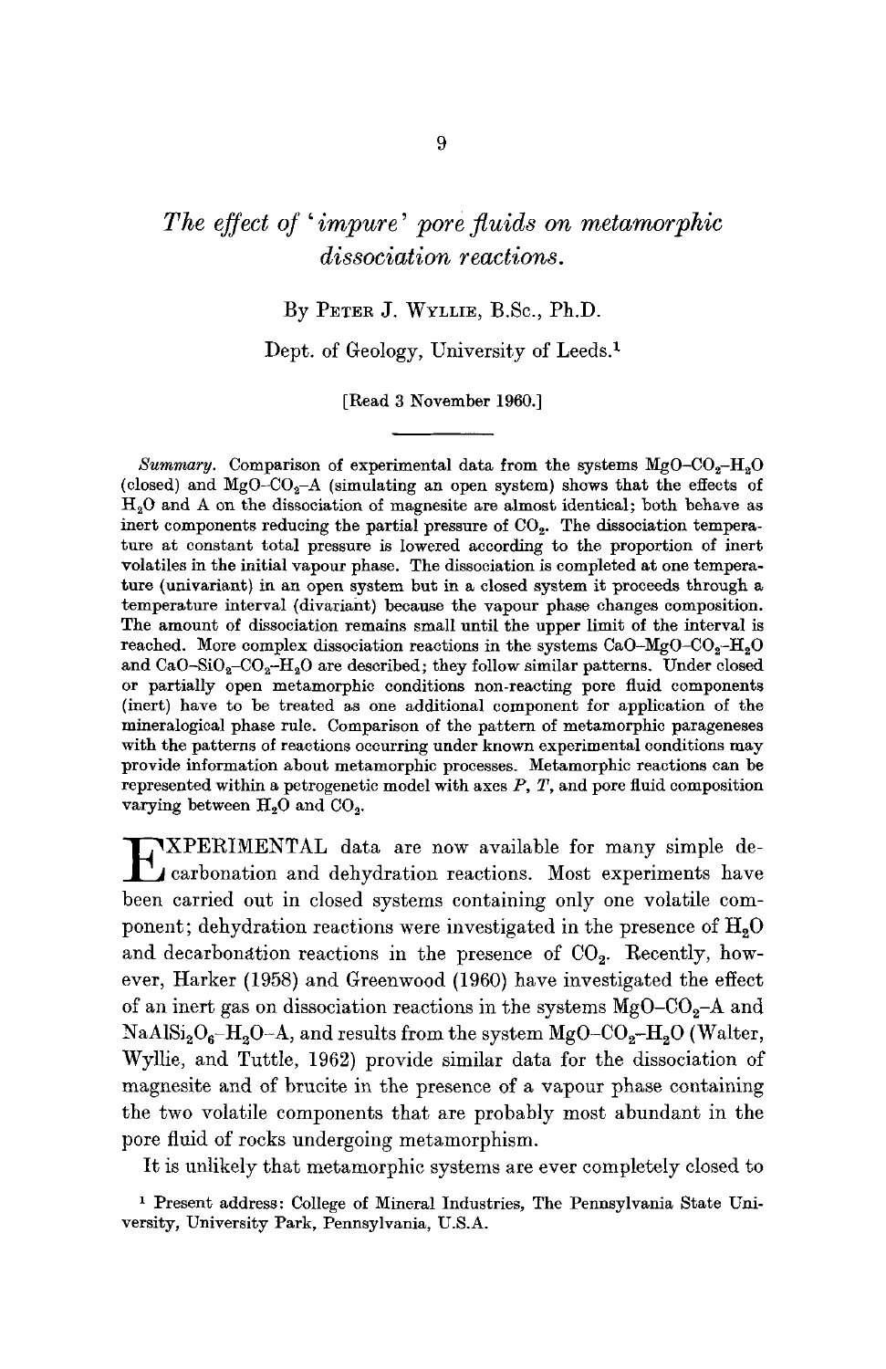# *The effect of 'impure' pore fluids on metamorphic dissociation reactions.*

By Peter J. Wyllie, B.Sc., Ph.D.

Dept. of Geology, University of Leeds.[1]

[Read 3 November 1960.]

*Summary.* Comparison of experimental data from the systems $MgO–CO_2–H_2O$ (closed) and $MgO–CO_2–A$ (simulating an open system) shows that the effects of $H_2O$ and A on the dissociation of magnesite are almost identical; both behave as inert components reducing the partial pressure of $CO_2$. The dissociation temperature at constant total pressure is lowered according to the proportion of inert volatiles in the initial vapour phase. The dissociation is completed at one temperature (univariant) in an open system but in a closed system it proceeds through a temperature interval (divariant) because the vapour phase changes composition. The amount of dissociation remains small until the upper limit of the interval is reached. More complex dissociation reactions in the systems $CaO–MgO–CO_2–H_2O$ and $CaO–SiO_2–CO_2–H_2O$ are described; they follow similar patterns. Under closed or partially open metamorphic conditions non-reacting pore fluid components (inert) have to be treated as one additional component for application of the mineralogical phase rule. Comparison of the pattern of metamorphic parageneses with the patterns of reactions occurring under known experimental conditions may provide information about metamorphic processes. Metamorphic reactions can be represented within a petrogenetic model with axes *P*, *T*, and pore fluid composition varying between $H_2O$ and $CO_2$.

Experimental data are now available for many simple decarbonation and dehydration reactions. Most experiments have been carried out in closed systems containing only one volatile component; dehydration reactions were investigated in the presence of $H_2O$ and decarbonation reactions in the presence of $CO_2$. Recently, however, Harker (1958) and Greenwood (1960) have investigated the effect of an inert gas on dissociation reactions in the systems $MgO–CO_2–A$ and $NaAlSi_2O_6–H_2O–A$, and results from the system $MgO–CO_2–H_2O$ (Walter, Wyllie, and Tuttle, 1962) provide similar data for the dissociation of magnesite and of brucite in the presence of a vapour phase containing the two volatile components that are probably most abundant in the pore fluid of rocks undergoing metamorphism.

It is unlikely that metamorphic systems are ever completely closed to

[1] Present address: College of Mineral Industries, The Pennsylvania State University, University Park, Pennsylvania, U.S.A.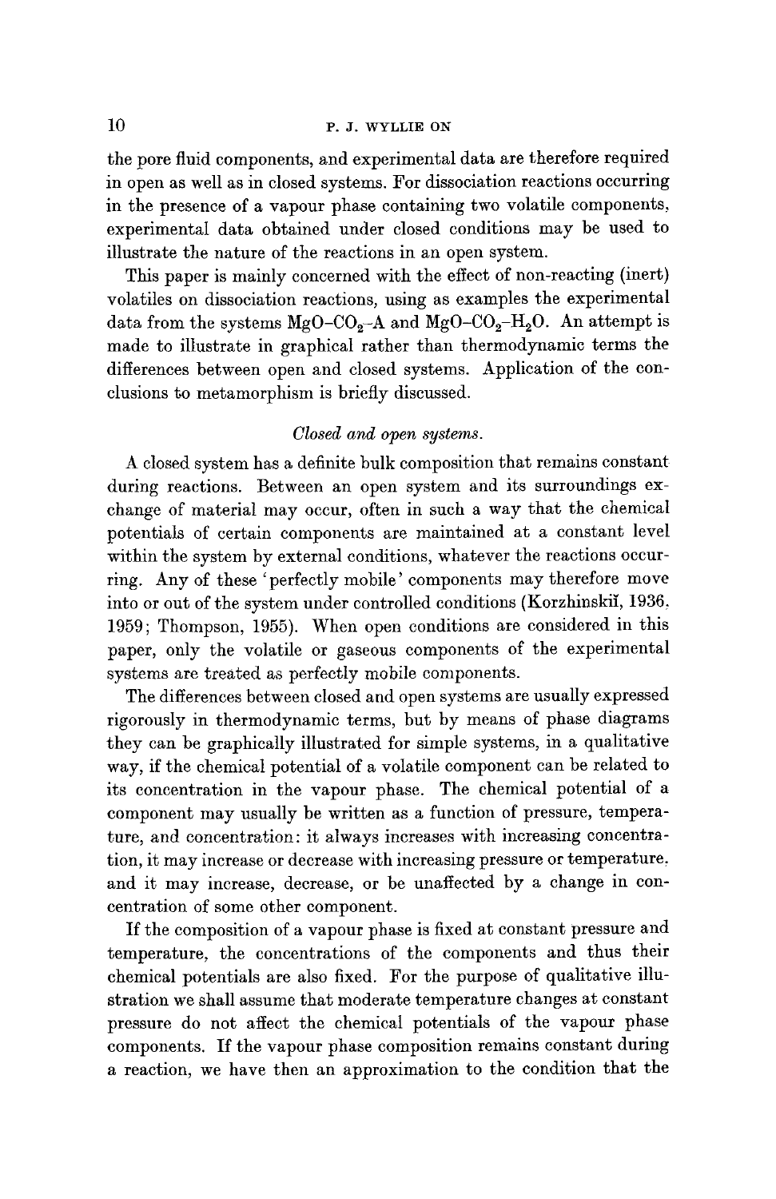the pore fluid components, and experimental data are therefore required in open as well as in closed systems. For dissociation reactions occurring in the presence of a vapour phase containing two volatile components, experimental data obtained under closed conditions may be used to illustrate the nature of the reactions in an open system.

This paper is mainly concerned with the effect of non-reacting (inert) volatiles on dissociation reactions, using as examples the experimental data from the systems $MgO$–$CO_2$–A and $MgO$–$CO_2$–$H_2O$. An attempt is made to illustrate in graphical rather than thermodynamic terms the differences between open and closed systems. Application of the conclusions to metamorphism is briefly discussed.

## *Closed and open systems.*

A closed system has a definite bulk composition that remains constant during reactions. Between an open system and its surroundings exchange of material may occur, often in such a way that the chemical potentials of certain components are maintained at a constant level within the system by external conditions, whatever the reactions occurring. Any of these 'perfectly mobile' components may therefore move into or out of the system under controlled conditions (Korzhinskiĭ, 1936, 1959; Thompson, 1955). When open conditions are considered in this paper, only the volatile or gaseous components of the experimental systems are treated as perfectly mobile components.

The differences between closed and open systems are usually expressed rigorously in thermodynamic terms, but by means of phase diagrams they can be graphically illustrated for simple systems, in a qualitative way, if the chemical potential of a volatile component can be related to its concentration in the vapour phase. The chemical potential of a component may usually be written as a function of pressure, temperature, and concentration: it always increases with increasing concentration, it may increase or decrease with increasing pressure or temperature, and it may increase, decrease, or be unaffected by a change in concentration of some other component.

If the composition of a vapour phase is fixed at constant pressure and temperature, the concentrations of the components and thus their chemical potentials are also fixed. For the purpose of qualitative illustration we shall assume that moderate temperature changes at constant pressure do not affect the chemical potentials of the vapour phase components. If the vapour phase composition remains constant during a reaction, we have then an approximation to the condition that the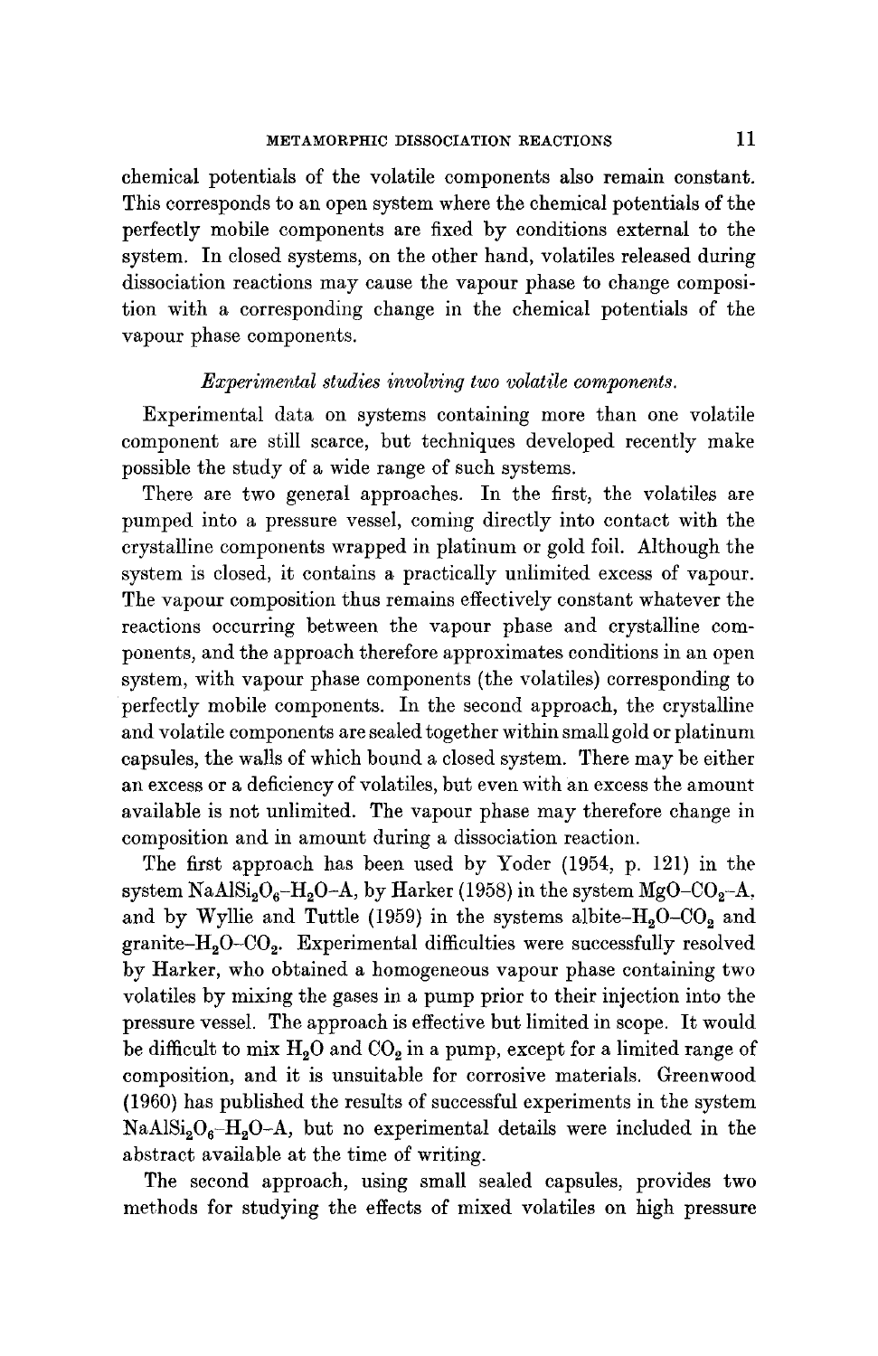chemical potentials of the volatile components also remain constant. This corresponds to an open system where the chemical potentials of the perfectly mobile components are fixed by conditions external to the system. In closed systems, on the other hand, volatiles released during dissociation reactions may cause the vapour phase to change composition with a corresponding change in the chemical potentials of the vapour phase components.

*Experimental studies involving two volatile components.*

Experimental data on systems containing more than one volatile component are still scarce, but techniques developed recently make possible the study of a wide range of such systems.

There are two general approaches. In the first, the volatiles are pumped into a pressure vessel, coming directly into contact with the crystalline components wrapped in platinum or gold foil. Although the system is closed, it contains a practically unlimited excess of vapour. The vapour composition thus remains effectively constant whatever the reactions occurring between the vapour phase and crystalline components, and the approach therefore approximates conditions in an open system, with vapour phase components (the volatiles) corresponding to perfectly mobile components. In the second approach, the crystalline and volatile components are sealed together within small gold or platinum capsules, the walls of which bound a closed system. There may be either an excess or a deficiency of volatiles, but even with an excess the amount available is not unlimited. The vapour phase may therefore change in composition and in amount during a dissociation reaction.

The first approach has been used by Yoder (1954, p. 121) in the system $NaAlSi_2O_6$–$H_2O$–A, by Harker (1958) in the system MgO–$CO_2$–A, and by Wyllie and Tuttle (1959) in the systems albite–$H_2O$–$CO_2$ and granite–$H_2O$–$CO_2$. Experimental difficulties were successfully resolved by Harker, who obtained a homogeneous vapour phase containing two volatiles by mixing the gases in a pump prior to their injection into the pressure vessel. The approach is effective but limited in scope. It would be difficult to mix $H_2O$ and $CO_2$ in a pump, except for a limited range of composition, and it is unsuitable for corrosive materials. Greenwood (1960) has published the results of successful experiments in the system $NaAlSi_2O_6$–$H_2O$–A, but no experimental details were included in the abstract available at the time of writing.

The second approach, using small sealed capsules, provides two methods for studying the effects of mixed volatiles on high pressure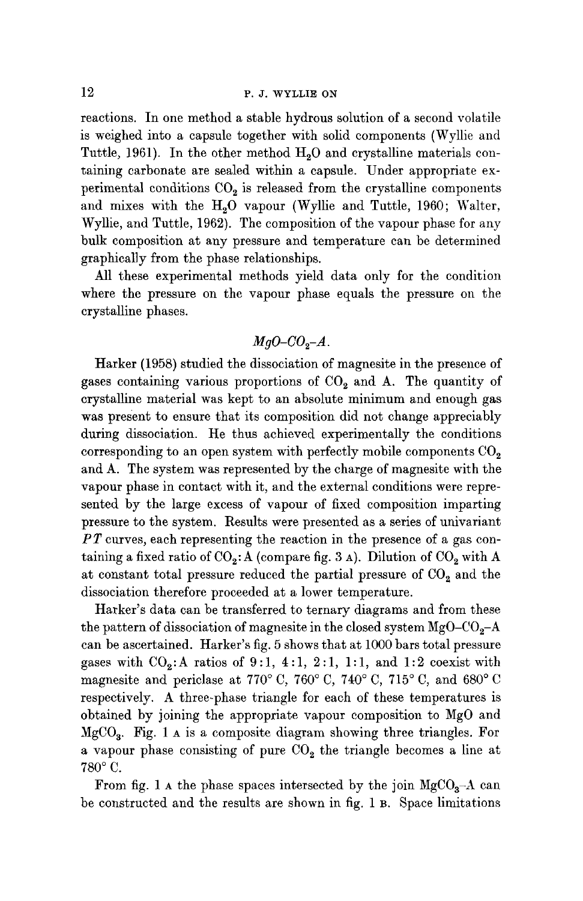reactions. In one method a stable hydrous solution of a second volatile is weighed into a capsule together with solid components (Wyllie and Tuttle, 1961). In the other method $H_2O$ and crystalline materials containing carbonate are sealed within a capsule. Under appropriate experimental conditions $CO_2$ is released from the crystalline components and mixes with the $H_2O$ vapour (Wyllie and Tuttle, 1960; Walter, Wyllie, and Tuttle, 1962). The composition of the vapour phase for any bulk composition at any pressure and temperature can be determined graphically from the phase relationships.

All these experimental methods yield data only for the condition where the pressure on the vapour phase equals the pressure on the crystalline phases.

### *MgO–$CO_2$–A.*

Harker (1958) studied the dissociation of magnesite in the presence of gases containing various proportions of $CO_2$ and A. The quantity of crystalline material was kept to an absolute minimum and enough gas was present to ensure that its composition did not change appreciably during dissociation. He thus achieved experimentally the conditions corresponding to an open system with perfectly mobile components $CO_2$ and A. The system was represented by the charge of magnesite with the vapour phase in contact with it, and the external conditions were represented by the large excess of vapour of fixed composition imparting pressure to the system. Results were presented as a series of univariant *PT* curves, each representing the reaction in the presence of a gas containing a fixed ratio of $CO_2$:A (compare fig. 3 A). Dilution of $CO_2$ with A at constant total pressure reduced the partial pressure of $CO_2$ and the dissociation therefore proceeded at a lower temperature.

Harker's data can be transferred to ternary diagrams and from these the pattern of dissociation of magnesite in the closed system MgO–$CO_2$–A can be ascertained. Harker's fig. 5 shows that at 1000 bars total pressure gases with $CO_2$:A ratios of 9:1, 4:1, 2:1, 1:1, and 1:2 coexist with magnesite and periclase at 770° C, 760° C, 740° C, 715° C, and 680° C respectively. A three-phase triangle for each of these temperatures is obtained by joining the appropriate vapour composition to MgO and $MgCO_3$. Fig. 1 A is a composite diagram showing three triangles. For a vapour phase consisting of pure $CO_2$ the triangle becomes a line at 780° C.

From fig. 1 A the phase spaces intersected by the join $MgCO_3$–A can be constructed and the results are shown in fig. 1 B. Space limitations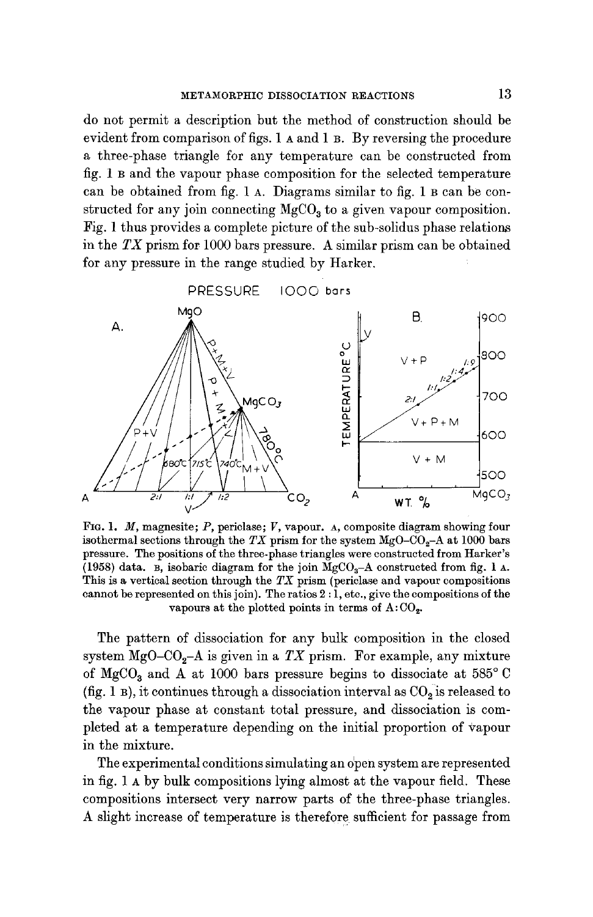do not permit a description but the method of construction should be evident from comparison of figs. 1 A and 1 B. By reversing the procedure a three-phase triangle for any temperature can be constructed from fig. 1 B and the vapour phase composition for the selected temperature can be obtained from fig. 1 A. Diagrams similar to fig. 1 B can be constructed for any join connecting $MgCO_3$ to a given vapour composition. Fig. 1 thus provides a complete picture of the sub-solidus phase relations in the *TX* prism for 1000 bars pressure. A similar prism can be obtained for any pressure in the range studied by Harker.

Fig. 1. *M*, magnesite; *P*, periclase; *V*, vapour. A, composite diagram showing four isothermal sections through the *TX* prism for the system $MgO$–$CO_2$–A at 1000 bars pressure. The positions of the three-phase triangles were constructed from Harker's (1958) data. B, isobaric diagram for the join $MgCO_3$–A constructed from fig. 1 A. This is a vertical section through the *TX* prism (periclase and vapour compositions cannot be represented on this join). The ratios 2 : 1, etc., give the compositions of the vapours at the plotted points in terms of A : $CO_2$.

The pattern of dissociation for any bulk composition in the closed system $MgO$–$CO_2$–A is given in a *TX* prism. For example, any mixture of $MgCO_3$ and A at 1000 bars pressure begins to dissociate at 585° C (fig. 1 B), it continues through a dissociation interval as $CO_2$ is released to the vapour phase at constant total pressure, and dissociation is completed at a temperature depending on the initial proportion of vapour in the mixture.

The experimental conditions simulating an open system are represented in fig. 1 A by bulk compositions lying almost at the vapour field. These compositions intersect very narrow parts of the three-phase triangles. A slight increase of temperature is therefore sufficient for passage from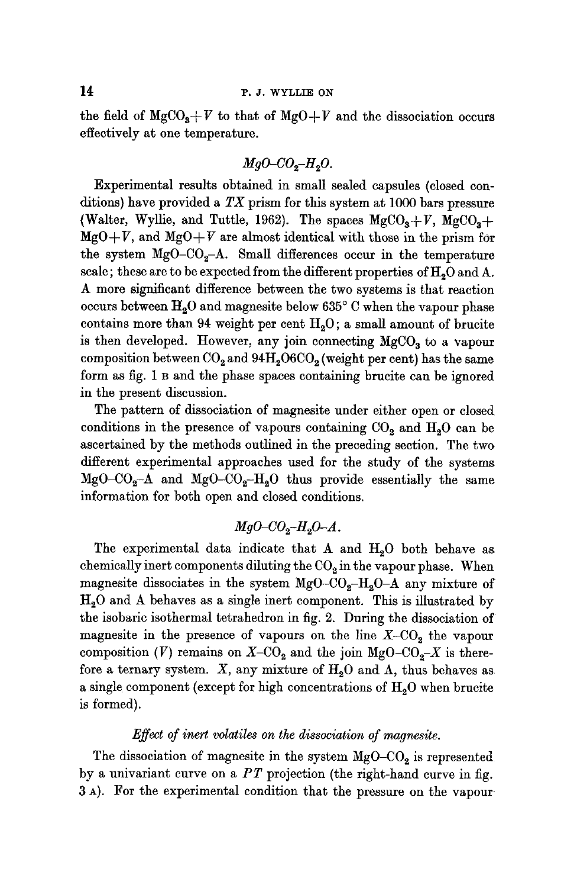the field of $MgCO_3+V$ to that of $MgO+V$ and the dissociation occurs effectively at one temperature.

### $MgO$–$CO_2$–$H_2O$.

Experimental results obtained in small sealed capsules (closed conditions) have provided a $TX$ prism for this system at 1000 bars pressure (Walter, Wyllie, and Tuttle, 1962). The spaces $MgCO_3+V$, $MgCO_3+MgO+V$, and $MgO+V$ are almost identical with those in the prism for the system $MgO$–$CO_2$–A. Small differences occur in the temperature scale; these are to be expected from the different properties of $H_2O$ and A. A more significant difference between the two systems is that reaction occurs between $H_2O$ and magnesite below 635° C when the vapour phase contains more than 94 weight per cent $H_2O$; a small amount of brucite is then developed. However, any join connecting $MgCO_3$ to a vapour composition between $CO_2$ and $94H_2O6CO_2$ (weight per cent) has the same form as fig. 1 B and the phase spaces containing brucite can be ignored in the present discussion.

The pattern of dissociation of magnesite under either open or closed conditions in the presence of vapours containing $CO_2$ and $H_2O$ can be ascertained by the methods outlined in the preceding section. The two different experimental approaches used for the study of the systems $MgO$–$CO_2$–A and $MgO$–$CO_2$–$H_2O$ thus provide essentially the same information for both open and closed conditions.

### $MgO$–$CO_2$–$H_2O$–A.

The experimental data indicate that A and $H_2O$ both behave as chemically inert components diluting the $CO_2$ in the vapour phase. When magnesite dissociates in the system $MgO$–$CO_2$–$H_2O$–A any mixture of $H_2O$ and A behaves as a single inert component. This is illustrated by the isobaric isothermal tetrahedron in fig. 2. During the dissociation of magnesite in the presence of vapours on the line $X$–$CO_2$ the vapour composition ($V$) remains on $X$–$CO_2$ and the join $MgO$–$CO_2$–$X$ is therefore a ternary system. $X$, any mixture of $H_2O$ and A, thus behaves as a single component (except for high concentrations of $H_2O$ when brucite is formed).

### *Effect of inert volatiles on the dissociation of magnesite.*

The dissociation of magnesite in the system $MgO$–$CO_2$ is represented by a univariant curve on a $PT$ projection (the right-hand curve in fig. 3 A). For the experimental condition that the pressure on the vapour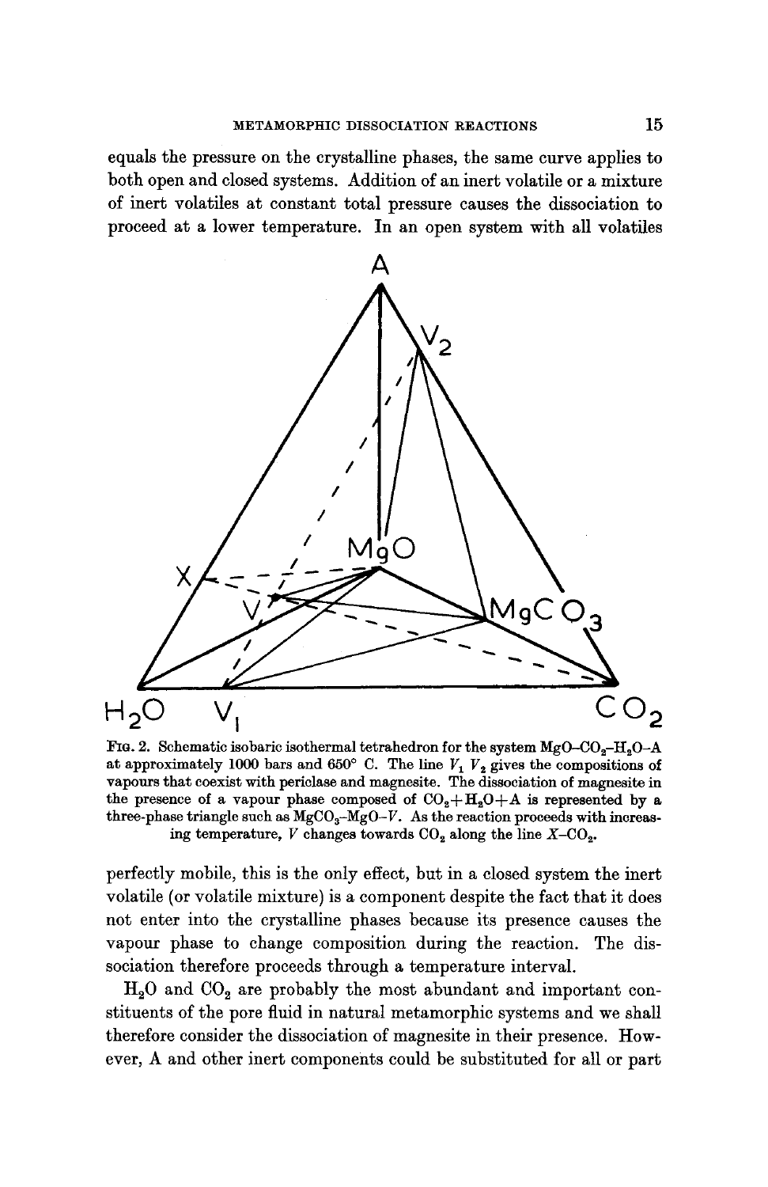equals the pressure on the crystalline phases, the same curve applies to both open and closed systems. Addition of an inert volatile or a mixture of inert volatiles at constant total pressure causes the dissociation to proceed at a lower temperature. In an open system with all volatiles

Fig. 2. Schematic isobaric isothermal tetrahedron for the system $MgO$–$CO_2$–$H_2O$–A at approximately 1000 bars and 650° C. The line $V_1$ $V_2$ gives the compositions of vapours that coexist with periclase and magnesite. The dissociation of magnesite in the presence of a vapour phase composed of $CO_2$+$H_2O$+A is represented by a three-phase triangle such as $MgCO_3$–$MgO$–$V$. As the reaction proceeds with increasing temperature, $V$ changes towards $CO_2$ along the line $X$–$CO_2$.

perfectly mobile, this is the only effect, but in a closed system the inert volatile (or volatile mixture) is a component despite the fact that it does not enter into the crystalline phases because its presence causes the vapour phase to change composition during the reaction. The dissociation therefore proceeds through a temperature interval.

$H_2O$ and $CO_2$ are probably the most abundant and important constituents of the pore fluid in natural metamorphic systems and we shall therefore consider the dissociation of magnesite in their presence. However, A and other inert components could be substituted for all or part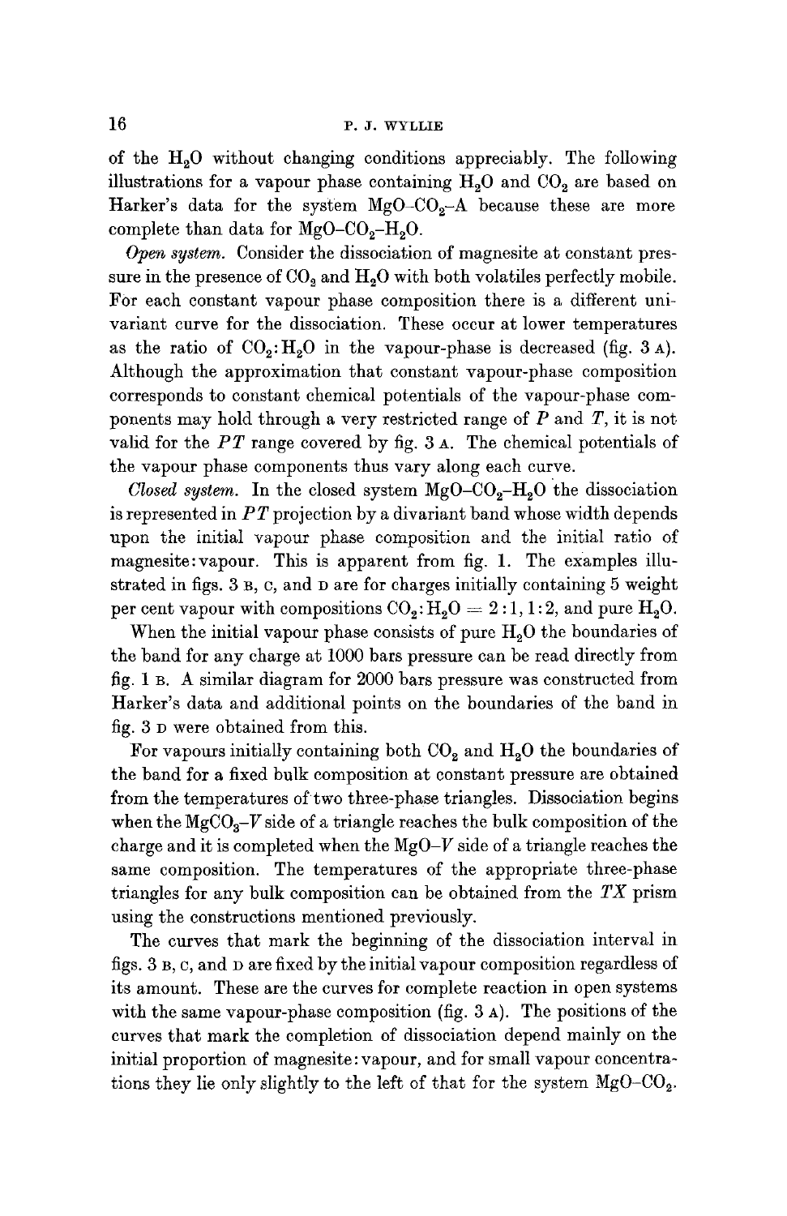of the $H_2O$ without changing conditions appreciably. The following illustrations for a vapour phase containing $H_2O$ and $CO_2$ are based on Harker's data for the system $MgO$–$CO_2$–A because these are more complete than data for $MgO$–$CO_2$–$H_2O$.

*Open system.* Consider the dissociation of magnesite at constant pressure in the presence of $CO_2$ and $H_2O$ with both volatiles perfectly mobile. For each constant vapour phase composition there is a different univariant curve for the dissociation. These occur at lower temperatures as the ratio of $CO_2$:$H_2O$ in the vapour-phase is decreased (fig. 3 A). Although the approximation that constant vapour-phase composition corresponds to constant chemical potentials of the vapour-phase components may hold through a very restricted range of $P$ and $T$, it is not valid for the $PT$ range covered by fig. 3 A. The chemical potentials of the vapour phase components thus vary along each curve.

*Closed system.* In the closed system $MgO$–$CO_2$–$H_2O$ the dissociation is represented in $PT$ projection by a divariant band whose width depends upon the initial vapour phase composition and the initial ratio of magnesite:vapour. This is apparent from fig. 1. The examples illustrated in figs. 3 B, C, and D are for charges initially containing 5 weight per cent vapour with compositions $CO_2$:$H_2O$ = 2:1, 1:2, and pure $H_2O$.

When the initial vapour phase consists of pure $H_2O$ the boundaries of the band for any charge at 1000 bars pressure can be read directly from fig. 1 B. A similar diagram for 2000 bars pressure was constructed from Harker's data and additional points on the boundaries of the band in fig. 3 D were obtained from this.

For vapours initially containing both $CO_2$ and $H_2O$ the boundaries of the band for a fixed bulk composition at constant pressure are obtained from the temperatures of two three-phase triangles. Dissociation begins when the $MgCO_3$–$V$ side of a triangle reaches the bulk composition of the charge and it is completed when the $MgO$–$V$ side of a triangle reaches the same composition. The temperatures of the appropriate three-phase triangles for any bulk composition can be obtained from the $TX$ prism using the constructions mentioned previously.

The curves that mark the beginning of the dissociation interval in figs. 3 B, C, and D are fixed by the initial vapour composition regardless of its amount. These are the curves for complete reaction in open systems with the same vapour-phase composition (fig. 3 A). The positions of the curves that mark the completion of dissociation depend mainly on the initial proportion of magnesite:vapour, and for small vapour concentrations they lie only slightly to the left of that for the system $MgO$–$CO_2$.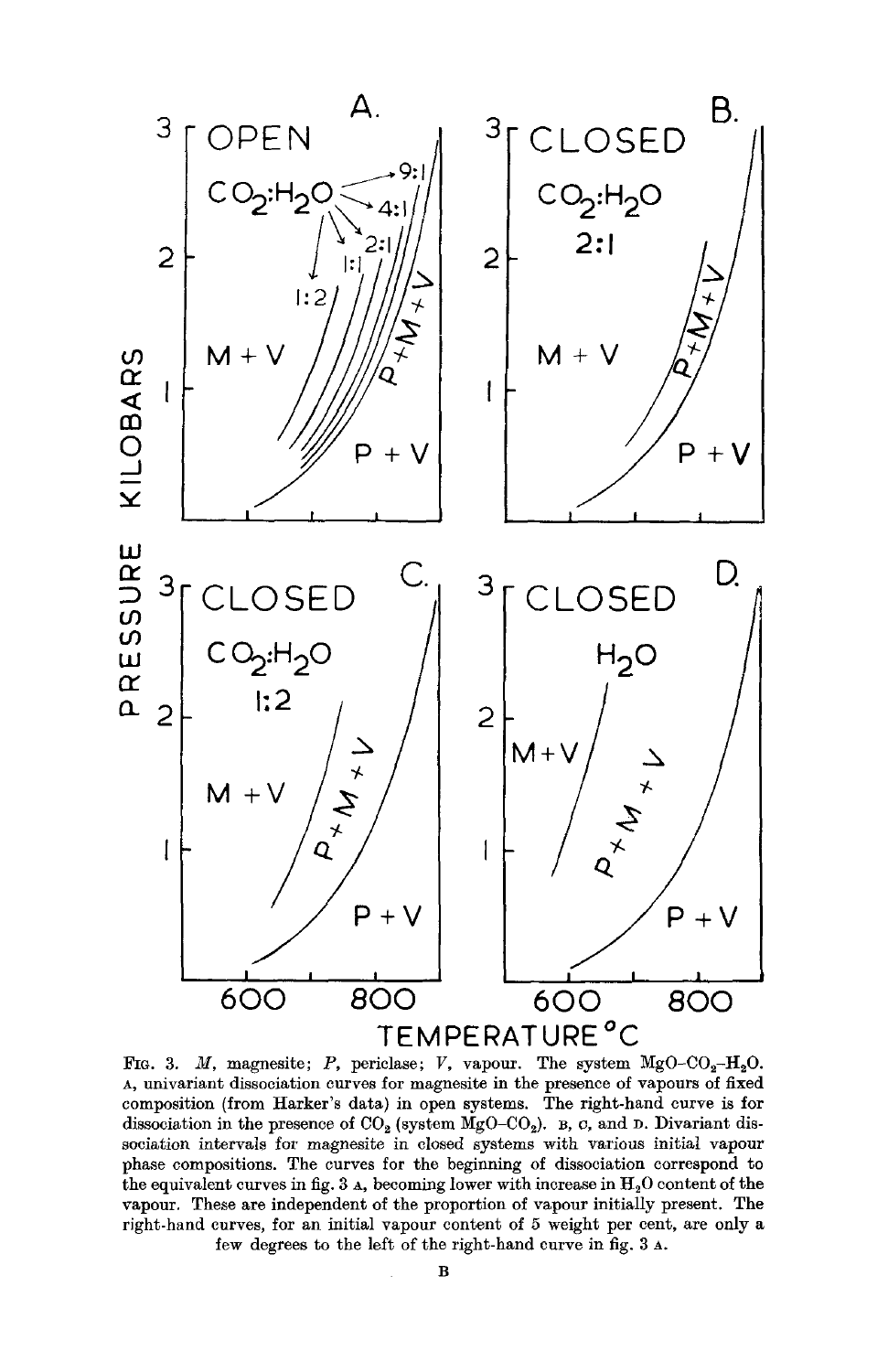Fig. 3. *M*, magnesite; *P*, periclase; *V*, vapour. The system $MgO–CO_2–H_2O$. A, univariant dissociation curves for magnesite in the presence of vapours of fixed composition (from Harker's data) in open systems. The right-hand curve is for dissociation in the presence of $CO_2$ (system $MgO–CO_2$). B, C, and D. Divariant dissociation intervals for magnesite in closed systems with various initial vapour phase compositions. The curves for the beginning of dissociation correspond to the equivalent curves in fig. 3 A, becoming lower with increase in $H_2O$ content of the vapour. These are independent of the proportion of vapour initially present. The right-hand curves, for an initial vapour content of 5 weight per cent, are only a few degrees to the left of the right-hand curve in fig. 3 A.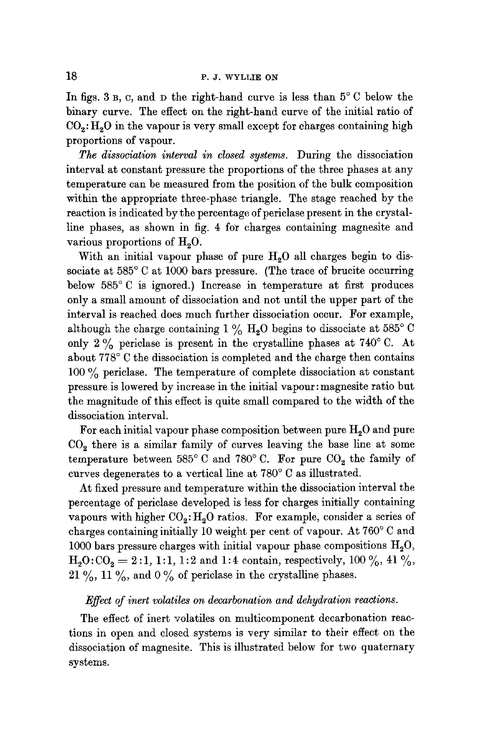In figs. 3 B, C, and D the right-hand curve is less than 5° C below the binary curve. The effect on the right-hand curve of the initial ratio of $CO_2:H_2O$ in the vapour is very small except for charges containing high proportions of vapour.

*The dissociation interval in closed systems.* During the dissociation interval at constant pressure the proportions of the three phases at any temperature can be measured from the position of the bulk composition within the appropriate three-phase triangle. The stage reached by the reaction is indicated by the percentage of periclase present in the crystalline phases, as shown in fig. 4 for charges containing magnesite and various proportions of $H_2O$.

With an initial vapour phase of pure $H_2O$ all charges begin to dissociate at 585° C at 1000 bars pressure. (The trace of brucite occurring below 585° C is ignored.) Increase in temperature at first produces only a small amount of dissociation and not until the upper part of the interval is reached does much further dissociation occur. For example, although the charge containing 1 % $H_2O$ begins to dissociate at 585° C only 2 % periclase is present in the crystalline phases at 740° C. At about 778° C the dissociation is completed and the charge then contains 100 % periclase. The temperature of complete dissociation at constant pressure is lowered by increase in the initial vapour:magnesite ratio but the magnitude of this effect is quite small compared to the width of the dissociation interval.

For each initial vapour phase composition between pure $H_2O$ and pure $CO_2$ there is a similar family of curves leaving the base line at some temperature between 585° C and 780° C. For pure $CO_2$ the family of curves degenerates to a vertical line at 780° C as illustrated.

At fixed pressure and temperature within the dissociation interval the percentage of periclase developed is less for charges initially containing vapours with higher $CO_2:H_2O$ ratios. For example, consider a series of charges containing initially 10 weight per cent of vapour. At 760° C and 1000 bars pressure charges with initial vapour phase compositions $H_2O$, $H_2O:CO_2 = 2:1$, 1:1, 1:2 and 1:4 contain, respectively, 100 %, 41 %, 21 %, 11 %, and 0 % of periclase in the crystalline phases.

*Effect of inert volatiles on decarbonation and dehydration reactions.*

The effect of inert volatiles on multicomponent decarbonation reactions in open and closed systems is very similar to their effect on the dissociation of magnesite. This is illustrated below for two quaternary systems.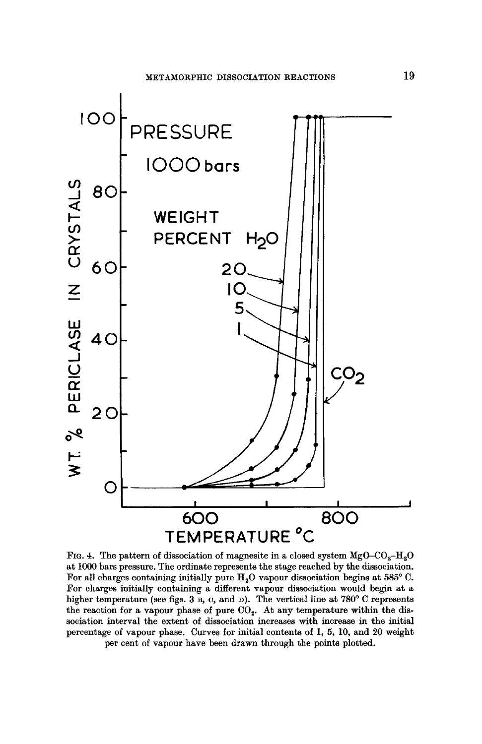Fig. 4. The pattern of dissociation of magnesite in a closed system $MgO$–$CO_2$–$H_2O$ at 1000 bars pressure. The ordinate represents the stage reached by the dissociation. For all charges containing initially pure $H_2O$ vapour dissociation begins at 585° C. For charges initially containing a different vapour dissociation would begin at a higher temperature (see figs. 3 B, C, and D). The vertical line at 780° C represents the reaction for a vapour phase of pure $CO_2$. At any temperature within the dissociation interval the extent of dissociation increases with increase in the initial percentage of vapour phase. Curves for initial contents of 1, 5, 10, and 20 weight per cent of vapour have been drawn through the points plotted.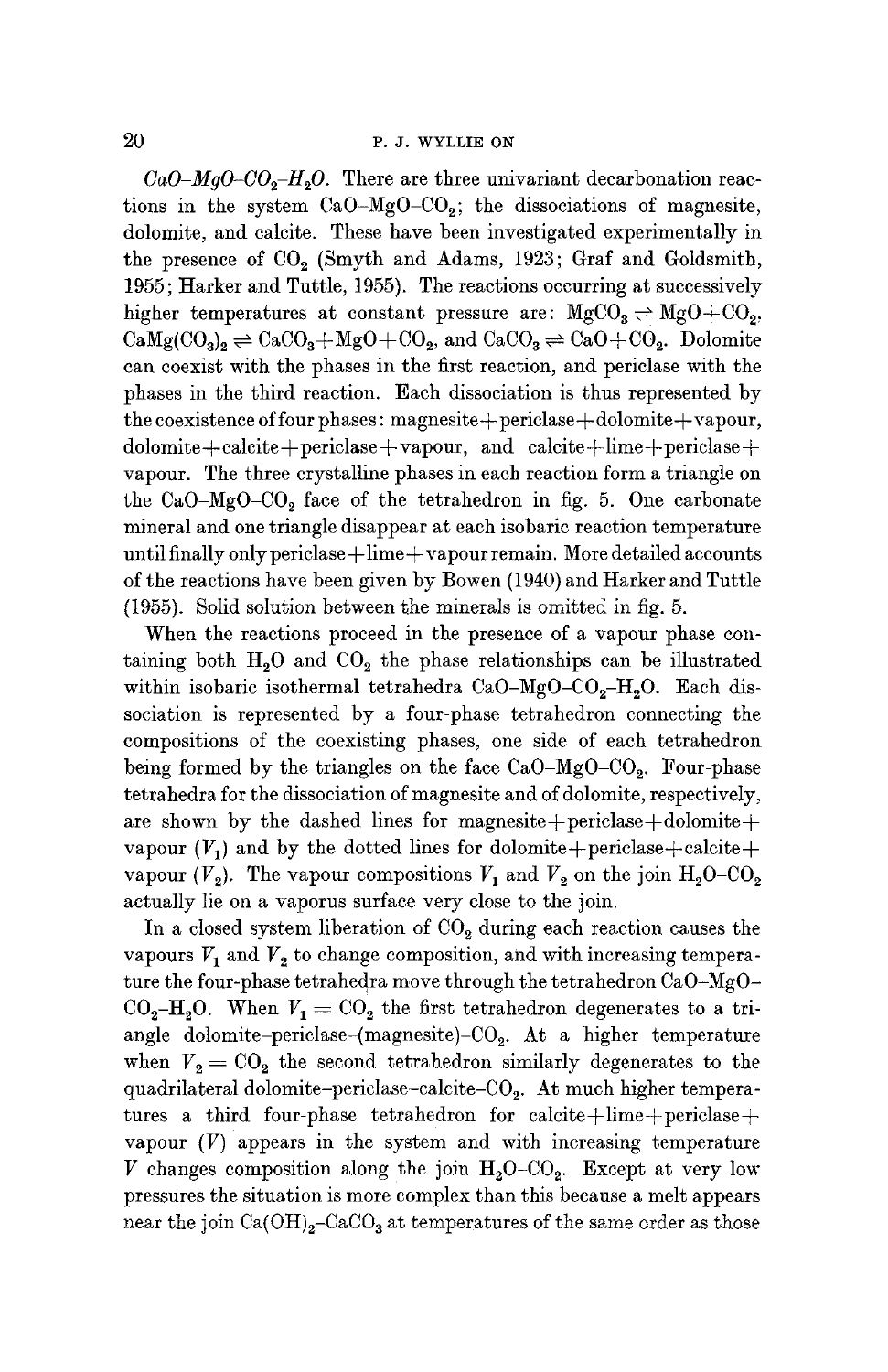*$CaO$–$MgO$–$CO_2$–$H_2O$.* There are three univariant decarbonation reactions in the system $CaO$–$MgO$–$CO_2$; the dissociations of magnesite, dolomite, and calcite. These have been investigated experimentally in the presence of $CO_2$ (Smyth and Adams, 1923; Graf and Goldsmith, 1955; Harker and Tuttle, 1955). The reactions occurring at successively higher temperatures at constant pressure are: $MgCO_3 \rightleftharpoons MgO + CO_2$, $CaMg(CO_3)_2 \rightleftharpoons CaCO_3 + MgO + CO_2$, and $CaCO_3 \rightleftharpoons CaO + CO_2$. Dolomite can coexist with the phases in the first reaction, and periclase with the phases in the third reaction. Each dissociation is thus represented by the coexistence of four phases: magnesite+periclase+dolomite+vapour, dolomite+calcite+periclase+vapour, and calcite+lime+periclase+vapour. The three crystalline phases in each reaction form a triangle on the $CaO$–$MgO$–$CO_2$ face of the tetrahedron in fig. 5. One carbonate mineral and one triangle disappear at each isobaric reaction temperature until finally only periclase+lime+vapour remain. More detailed accounts of the reactions have been given by Bowen (1940) and Harker and Tuttle (1955). Solid solution between the minerals is omitted in fig. 5.

When the reactions proceed in the presence of a vapour phase containing both $H_2O$ and $CO_2$ the phase relationships can be illustrated within isobaric isothermal tetrahedra $CaO$–$MgO$–$CO_2$–$H_2O$. Each dissociation is represented by a four-phase tetrahedron connecting the compositions of the coexisting phases, one side of each tetrahedron being formed by the triangles on the face $CaO$–$MgO$–$CO_2$. Four-phase tetrahedra for the dissociation of magnesite and of dolomite, respectively, are shown by the dashed lines for magnesite+periclase+dolomite+vapour ($V_1$) and by the dotted lines for dolomite+periclase+calcite+vapour ($V_2$). The vapour compositions $V_1$ and $V_2$ on the join $H_2O$–$CO_2$ actually lie on a vaporus surface very close to the join.

In a closed system liberation of $CO_2$ during each reaction causes the vapours $V_1$ and $V_2$ to change composition, and with increasing temperature the four-phase tetrahedra move through the tetrahedron $CaO$–$MgO$–$CO_2$–$H_2O$. When $V_1 = CO_2$ the first tetrahedron degenerates to a triangle dolomite–periclase–(magnesite)–$CO_2$. At a higher temperature when $V_2 = CO_2$ the second tetrahedron similarly degenerates to the quadrilateral dolomite–periclase–calcite–$CO_2$. At much higher temperatures a third four-phase tetrahedron for calcite+lime+periclase+vapour ($V$) appears in the system and with increasing temperature $V$ changes composition along the join $H_2O$–$CO_2$. Except at very low pressures the situation is more complex than this because a melt appears near the join $Ca(OH)_2$–$CaCO_3$ at temperatures of the same order as those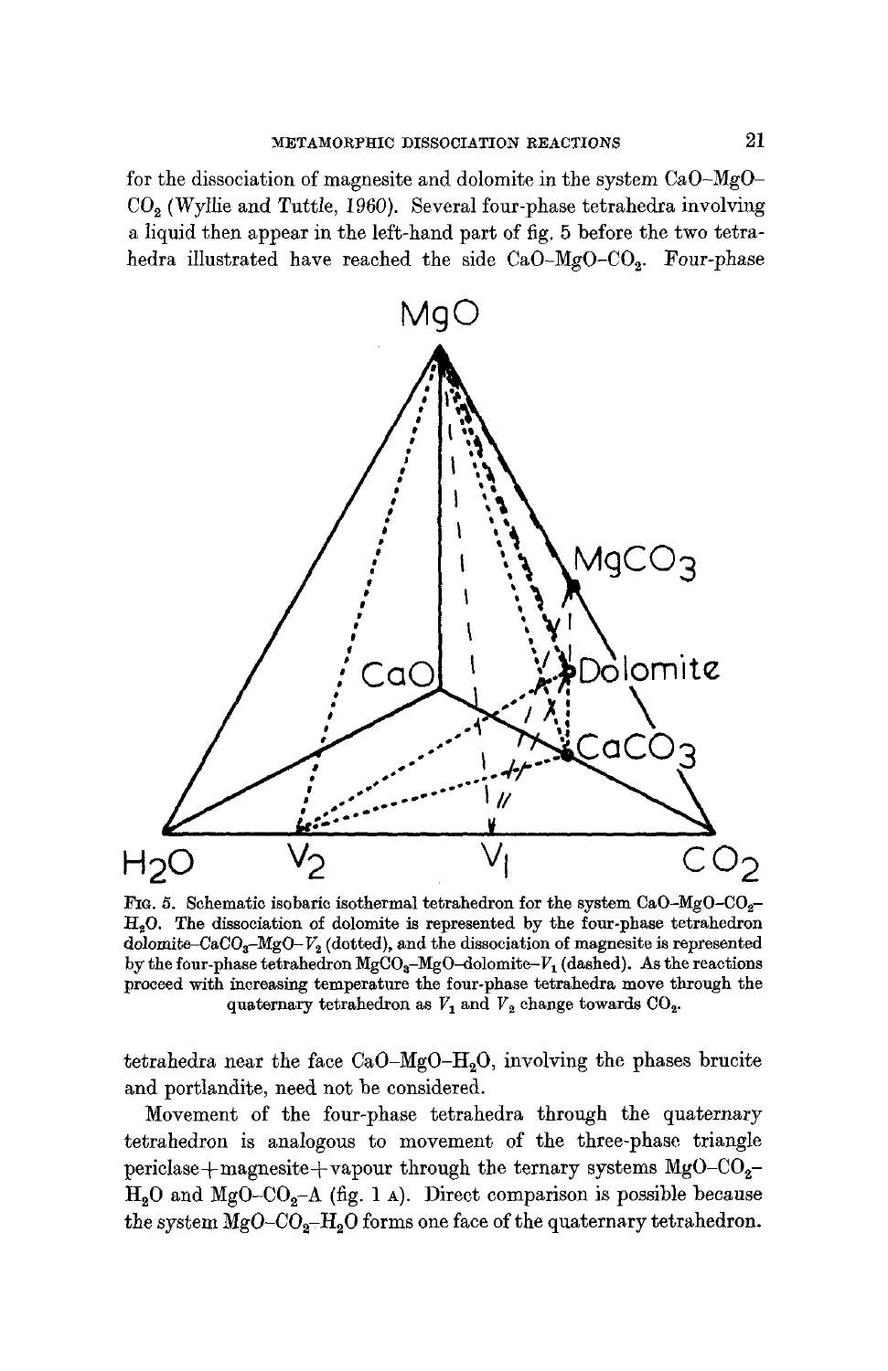for the dissociation of magnesite and dolomite in the system CaO–MgO–$CO_2$ (Wyllie and Tuttle, 1960). Several four-phase tetrahedra involving a liquid then appear in the left-hand part of fig. 5 before the two tetrahedra illustrated have reached the side CaO–MgO–$CO_2$. Four-phase

Fig. 5. Schematic isobaric isothermal tetrahedron for the system CaO–MgO–$CO_2$–$H_2O$. The dissociation of dolomite is represented by the four-phase tetrahedron dolomite–$CaCO_3$–MgO–$V_2$ (dotted), and the dissociation of magnesite is represented by the four-phase tetrahedron $MgCO_3$–MgO–dolomite–$V_1$ (dashed). As the reactions proceed with increasing temperature the four-phase tetrahedra move through the quaternary tetrahedron as $V_1$ and $V_2$ change towards $CO_2$.

tetrahedra near the face CaO–MgO–$H_2O$, involving the phases brucite and portlandite, need not be considered.

Movement of the four-phase tetrahedra through the quaternary tetrahedron is analogous to movement of the three-phase triangle periclase+magnesite+vapour through the ternary systems MgO–$CO_2$–$H_2O$ and MgO–$CO_2$–A (fig. 1 A). Direct comparison is possible because the system MgO–$CO_2$–$H_2O$ forms one face of the quaternary tetrahedron.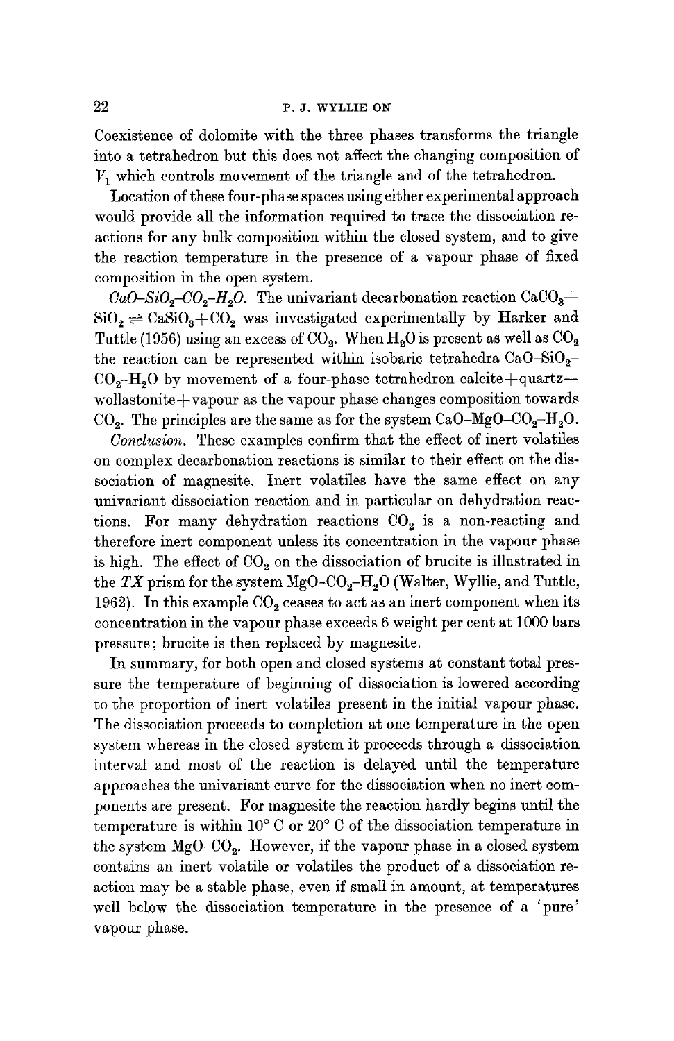Coexistence of dolomite with the three phases transforms the triangle into a tetrahedron but this does not affect the changing composition of $V_1$ which controls movement of the triangle and of the tetrahedron.

Location of these four-phase spaces using either experimental approach would provide all the information required to trace the dissociation reactions for any bulk composition within the closed system, and to give the reaction temperature in the presence of a vapour phase of fixed composition in the open system.

*$CaO$–$SiO_2$–$CO_2$–$H_2O$.* The univariant decarbonation reaction $CaCO_3 + SiO_2 \rightleftharpoons CaSiO_3 + CO_2$ was investigated experimentally by Harker and Tuttle (1956) using an excess of $CO_2$. When $H_2O$ is present as well as $CO_2$ the reaction can be represented within isobaric tetrahedra $CaO$–$SiO_2$–$CO_2$–$H_2O$ by movement of a four-phase tetrahedron calcite+quartz+wollastonite+vapour as the vapour phase changes composition towards $CO_2$. The principles are the same as for the system $CaO$–$MgO$–$CO_2$–$H_2O$.

*Conclusion.* These examples confirm that the effect of inert volatiles on complex decarbonation reactions is similar to their effect on the dissociation of magnesite. Inert volatiles have the same effect on any univariant dissociation reaction and in particular on dehydration reactions. For many dehydration reactions $CO_2$ is a non-reacting and therefore inert component unless its concentration in the vapour phase is high. The effect of $CO_2$ on the dissociation of brucite is illustrated in the *TX* prism for the system $MgO$–$CO_2$–$H_2O$ (Walter, Wyllie, and Tuttle, 1962). In this example $CO_2$ ceases to act as an inert component when its concentration in the vapour phase exceeds 6 weight per cent at 1000 bars pressure; brucite is then replaced by magnesite.

In summary, for both open and closed systems at constant total pressure the temperature of beginning of dissociation is lowered according to the proportion of inert volatiles present in the initial vapour phase. The dissociation proceeds to completion at one temperature in the open system whereas in the closed system it proceeds through a dissociation interval and most of the reaction is delayed until the temperature approaches the univariant curve for the dissociation when no inert components are present. For magnesite the reaction hardly begins until the temperature is within 10° C or 20° C of the dissociation temperature in the system $MgO$–$CO_2$. However, if the vapour phase in a closed system contains an inert volatile or volatiles the product of a dissociation reaction may be a stable phase, even if small in amount, at temperatures well below the dissociation temperature in the presence of a 'pure' vapour phase.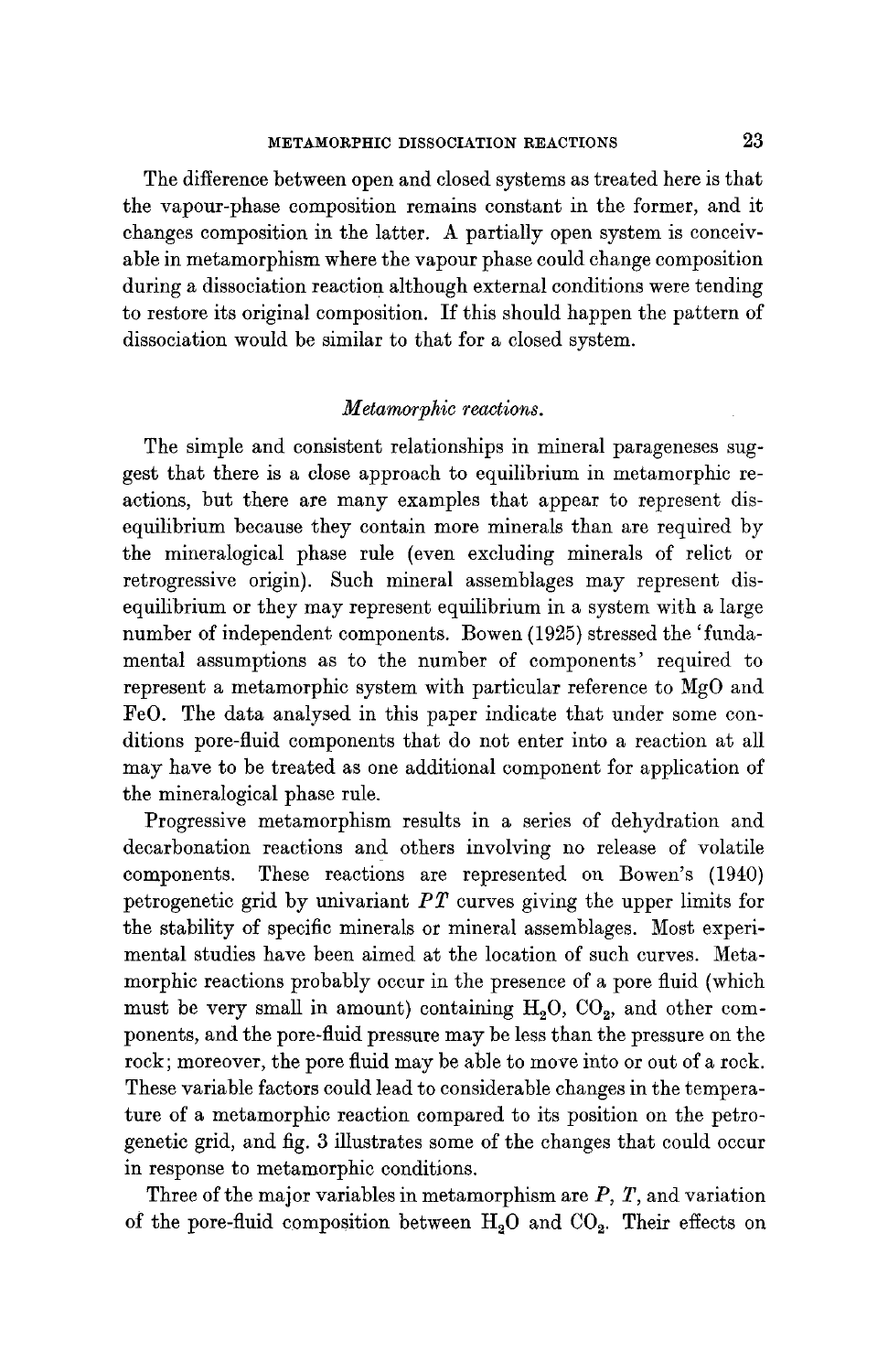The difference between open and closed systems as treated here is that the vapour-phase composition remains constant in the former, and it changes composition in the latter. A partially open system is conceivable in metamorphism where the vapour phase could change composition during a dissociation reaction although external conditions were tending to restore its original composition. If this should happen the pattern of dissociation would be similar to that for a closed system.

### *Metamorphic reactions.*

The simple and consistent relationships in mineral parageneses suggest that there is a close approach to equilibrium in metamorphic reactions, but there are many examples that appear to represent disequilibrium because they contain more minerals than are required by the mineralogical phase rule (even excluding minerals of relict or retrogressive origin). Such mineral assemblages may represent disequilibrium or they may represent equilibrium in a system with a large number of independent components. Bowen (1925) stressed the 'fundamental assumptions as to the number of components' required to represent a metamorphic system with particular reference to MgO and FeO. The data analysed in this paper indicate that under some conditions pore-fluid components that do not enter into a reaction at all may have to be treated as one additional component for application of the mineralogical phase rule.

Progressive metamorphism results in a series of dehydration and decarbonation reactions and others involving no release of volatile components. These reactions are represented on Bowen's (1940) petrogenetic grid by univariant $PT$ curves giving the upper limits for the stability of specific minerals or mineral assemblages. Most experimental studies have been aimed at the location of such curves. Metamorphic reactions probably occur in the presence of a pore fluid (which must be very small in amount) containing $H_2O$, $CO_2$, and other components, and the pore-fluid pressure may be less than the pressure on the rock; moreover, the pore fluid may be able to move into or out of a rock. These variable factors could lead to considerable changes in the temperature of a metamorphic reaction compared to its position on the petrogenetic grid, and fig. 3 illustrates some of the changes that could occur in response to metamorphic conditions.

Three of the major variables in metamorphism are $P$, $T$, and variation of the pore-fluid composition between $H_2O$ and $CO_2$. Their effects on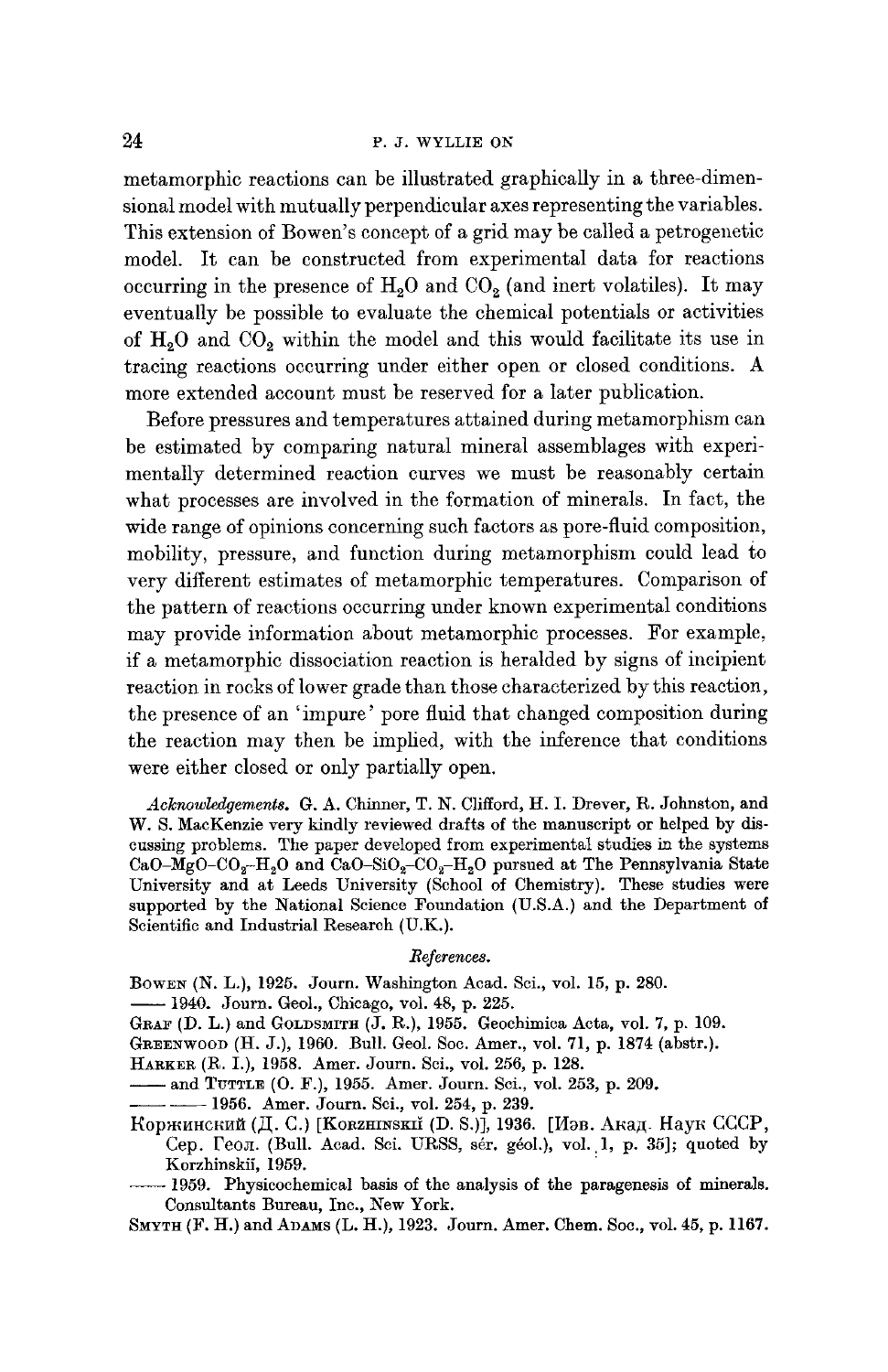metamorphic reactions can be illustrated graphically in a three-dimensional model with mutually perpendicular axes representing the variables. This extension of Bowen's concept of a grid may be called a petrogenetic model. It can be constructed from experimental data for reactions occurring in the presence of $H_2O$ and $CO_2$ (and inert volatiles). It may eventually be possible to evaluate the chemical potentials or activities of $H_2O$ and $CO_2$ within the model and this would facilitate its use in tracing reactions occurring under either open or closed conditions. A more extended account must be reserved for a later publication.

Before pressures and temperatures attained during metamorphism can be estimated by comparing natural mineral assemblages with experimentally determined reaction curves we must be reasonably certain what processes are involved in the formation of minerals. In fact, the wide range of opinions concerning such factors as pore-fluid composition, mobility, pressure, and function during metamorphism could lead to very different estimates of metamorphic temperatures. Comparison of the pattern of reactions occurring under known experimental conditions may provide information about metamorphic processes. For example, if a metamorphic dissociation reaction is heralded by signs of incipient reaction in rocks of lower grade than those characterized by this reaction, the presence of an 'impure' pore fluid that changed composition during the reaction may then be implied, with the inference that conditions were either closed or only partially open.

*Acknowledgements.* G. A. Chinner, T. N. Clifford, H. I. Drever, R. Johnston, and W. S. MacKenzie very kindly reviewed drafts of the manuscript or helped by discussing problems. The paper developed from experimental studies in the systems $CaO$–$MgO$–$CO_2$–$H_2O$ and $CaO$–$SiO_2$–$CO_2$–$H_2O$ pursued at The Pennsylvania State University and at Leeds University (School of Chemistry). These studies were supported by the National Science Foundation (U.S.A.) and the Department of Scientific and Industrial Research (U.K.).

## References.

BOWEN (N. L.), 1925. Journ. Washington Acad. Sci., vol. 15, p. 280.

—— 1940. Journ. Geol., Chicago, vol. 48, p. 225.

GRAF (D. L.) and GOLDSMITH (J. R.), 1955. Geochimica Acta, vol. 7, p. 109.

GREENWOOD (H. J.), 1960. Bull. Geol. Soc. Amer., vol. 71, p. 1874 (abstr.).

HARKER (R. I.), 1958. Amer. Journ. Sci., vol. 256, p. 128.

—— and TUTTLE (O. F.), 1955. Amer. Journ. Sci., vol. 253, p. 209.

—— —— 1956. Amer. Journ. Sci., vol. 254, p. 239.

Коржинский (Д. С.) [KORZHINSKIĬ (D. S.)], 1936. [Изв. Акад. Наук СССР, Сер. Геол. (Bull. Acad. Sci. URSS, sér. géol.), vol. 1, p. 35]; quoted by Korzhinskiĭ, 1959.

—— 1959. Physicochemical basis of the analysis of the paragenesis of minerals. Consultants Bureau, Inc., New York.

SMYTH (F. H.) and ADAMS (L. H.), 1923. Journ. Amer. Chem. Soc., vol. 45, p. 1167.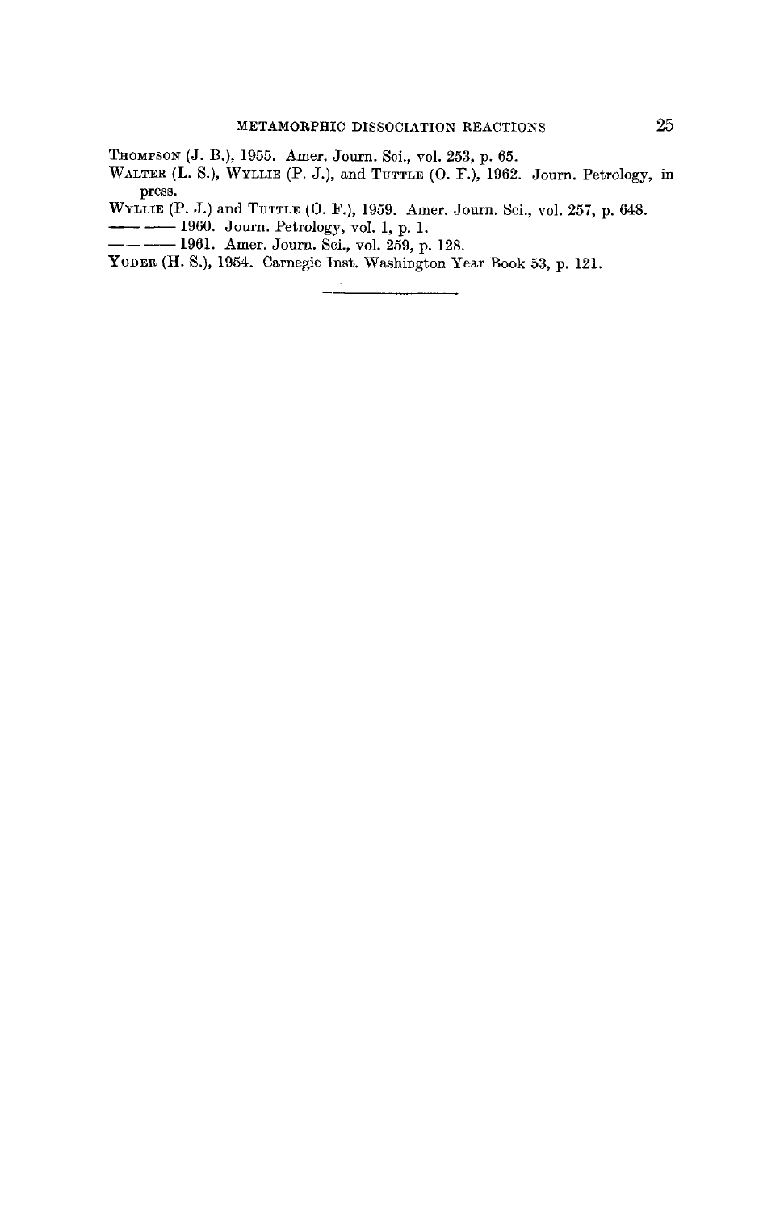Thompson (J. B.), 1955. Amer. Journ. Sci., vol. 253, p. 65.

Walter (L. S.), Wyllie (P. J.), and Tuttle (O. F.), 1962. Journ. Petrology, in press.

Wyllie (P. J.) and Tuttle (O. F.), 1959. Amer. Journ. Sci., vol. 257, p. 648.

— — 1960. Journ. Petrology, vol. 1, p. 1.

— — 1961. Amer. Journ. Sci., vol. 259, p. 128.

Yoder (H. S.), 1954. Carnegie Inst. Washington Year Book 53, p. 121.